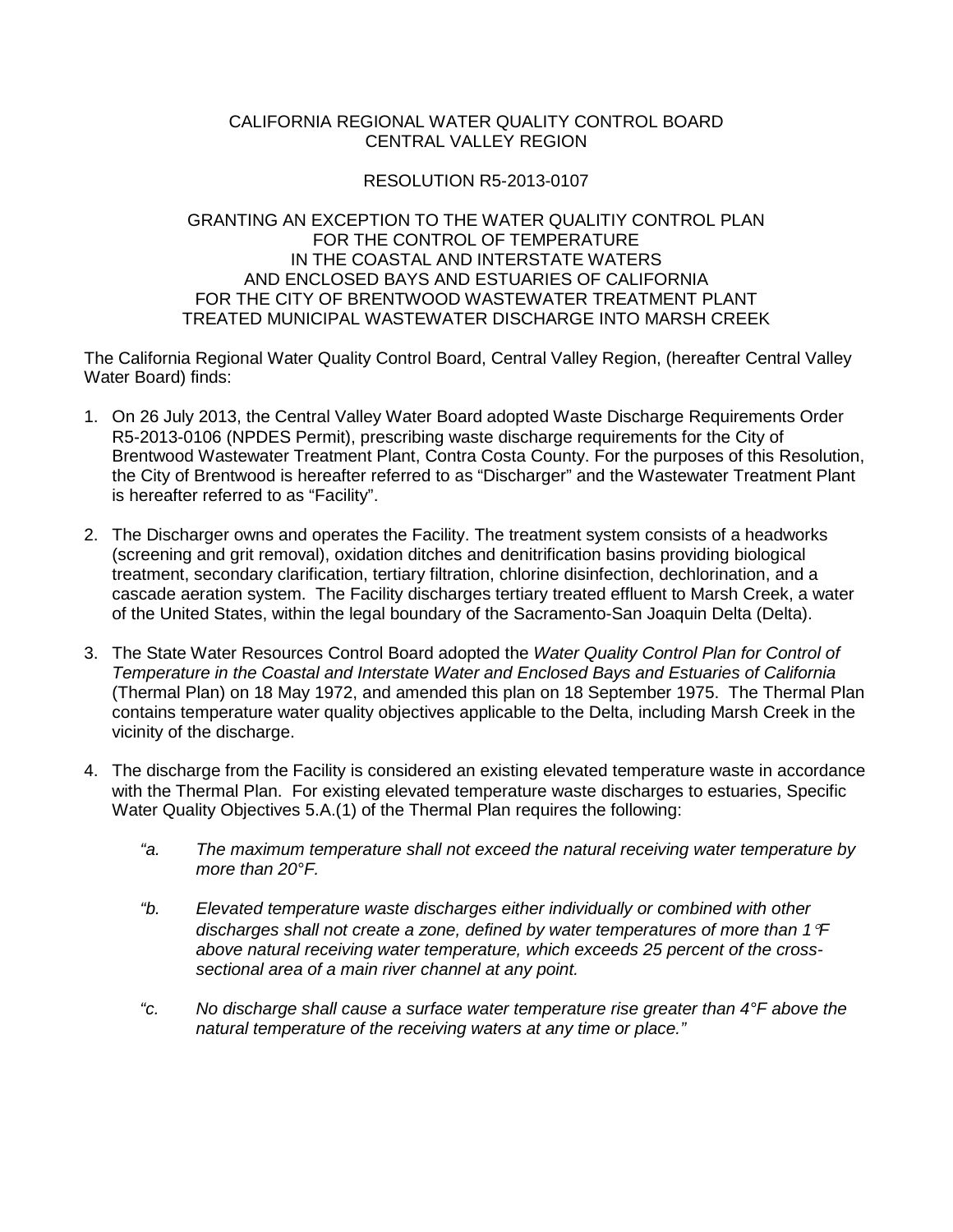CALIFORNIA REGIONAL WATER QUALITY CONTROL BOARD
CENTRAL VALLEY REGION

RESOLUTION R5-2013-0107

GRANTING AN EXCEPTION TO THE WATER QUALITIY CONTROL PLAN
FOR THE CONTROL OF TEMPERATURE
IN THE COASTAL AND INTERSTATE WATERS
AND ENCLOSED BAYS AND ESTUARIES OF CALIFORNIA
FOR THE CITY OF BRENTWOOD WASTEWATER TREATMENT PLANT
TREATED MUNICIPAL WASTEWATER DISCHARGE INTO MARSH CREEK

The California Regional Water Quality Control Board, Central Valley Region, (hereafter Central Valley Water Board) finds:

1. On 26 July 2013, the Central Valley Water Board adopted Waste Discharge Requirements Order R5-2013-0106 (NPDES Permit), prescribing waste discharge requirements for the City of Brentwood Wastewater Treatment Plant, Contra Costa County. For the purposes of this Resolution, the City of Brentwood is hereafter referred to as "Discharger" and the Wastewater Treatment Plant is hereafter referred to as "Facility".

2. The Discharger owns and operates the Facility. The treatment system consists of a headworks (screening and grit removal), oxidation ditches and denitrification basins providing biological treatment, secondary clarification, tertiary filtration, chlorine disinfection, dechlorination, and a cascade aeration system. The Facility discharges tertiary treated effluent to Marsh Creek, a water of the United States, within the legal boundary of the Sacramento-San Joaquin Delta (Delta).

3. The State Water Resources Control Board adopted the *Water Quality Control Plan for Control of Temperature in the Coastal and Interstate Water and Enclosed Bays and Estuaries of California* (Thermal Plan) on 18 May 1972, and amended this plan on 18 September 1975. The Thermal Plan contains temperature water quality objectives applicable to the Delta, including Marsh Creek in the vicinity of the discharge.

4. The discharge from the Facility is considered an existing elevated temperature waste in accordance with the Thermal Plan. For existing elevated temperature waste discharges to estuaries, Specific Water Quality Objectives 5.A.(1) of the Thermal Plan requires the following:

   *"a. The maximum temperature shall not exceed the natural receiving water temperature by more than 20°F.*

   *"b. Elevated temperature waste discharges either individually or combined with other discharges shall not create a zone, defined by water temperatures of more than 1°F above natural receiving water temperature, which exceeds 25 percent of the cross-sectional area of a main river channel at any point.*

   *"c. No discharge shall cause a surface water temperature rise greater than 4°F above the natural temperature of the receiving waters at any time or place."*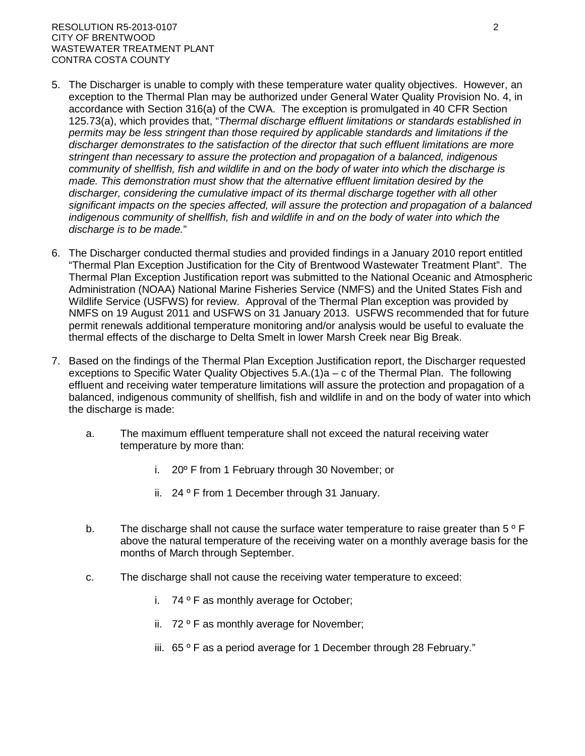5. The Discharger is unable to comply with these temperature water quality objectives. However, an exception to the Thermal Plan may be authorized under General Water Quality Provision No. 4, in accordance with Section 316(a) of the CWA. The exception is promulgated in 40 CFR Section 125.73(a), which provides that, "*Thermal discharge effluent limitations or standards established in permits may be less stringent than those required by applicable standards and limitations if the discharger demonstrates to the satisfaction of the director that such effluent limitations are more stringent than necessary to assure the protection and propagation of a balanced, indigenous community of shellfish, fish and wildlife in and on the body of water into which the discharge is made. This demonstration must show that the alternative effluent limitation desired by the discharger, considering the cumulative impact of its thermal discharge together with all other significant impacts on the species affected, will assure the protection and propagation of a balanced indigenous community of shellfish, fish and wildlife in and on the body of water into which the discharge is to be made.*"

6. The Discharger conducted thermal studies and provided findings in a January 2010 report entitled "Thermal Plan Exception Justification for the City of Brentwood Wastewater Treatment Plant". The Thermal Plan Exception Justification report was submitted to the National Oceanic and Atmospheric Administration (NOAA) National Marine Fisheries Service (NMFS) and the United States Fish and Wildlife Service (USFWS) for review. Approval of the Thermal Plan exception was provided by NMFS on 19 August 2011 and USFWS on 31 January 2013. USFWS recommended that for future permit renewals additional temperature monitoring and/or analysis would be useful to evaluate the thermal effects of the discharge to Delta Smelt in lower Marsh Creek near Big Break.

7. Based on the findings of the Thermal Plan Exception Justification report, the Discharger requested exceptions to Specific Water Quality Objectives 5.A.(1)a – c of the Thermal Plan. The following effluent and receiving water temperature limitations will assure the protection and propagation of a balanced, indigenous community of shellfish, fish and wildlife in and on the body of water into which the discharge is made:

   a. The maximum effluent temperature shall not exceed the natural receiving water temperature by more than:

      i. 20º F from 1 February through 30 November; or

      ii. 24 º F from 1 December through 31 January.

   b. The discharge shall not cause the surface water temperature to raise greater than 5 º F above the natural temperature of the receiving water on a monthly average basis for the months of March through September.

   c. The discharge shall not cause the receiving water temperature to exceed:

      i. 74 º F as monthly average for October;

      ii. 72 º F as monthly average for November;

      iii. 65 º F as a period average for 1 December through 28 February."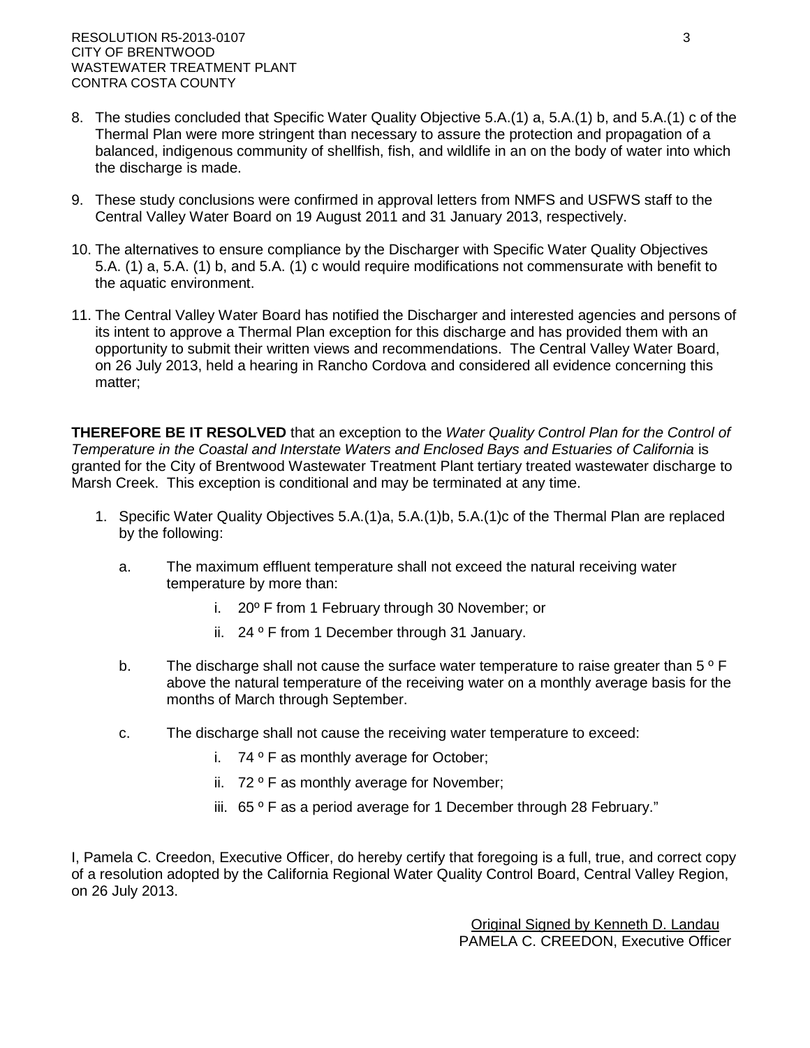8. The studies concluded that Specific Water Quality Objective 5.A.(1) a, 5.A.(1) b, and 5.A.(1) c of the Thermal Plan were more stringent than necessary to assure the protection and propagation of a balanced, indigenous community of shellfish, fish, and wildlife in an on the body of water into which the discharge is made.

9. These study conclusions were confirmed in approval letters from NMFS and USFWS staff to the Central Valley Water Board on 19 August 2011 and 31 January 2013, respectively.

10. The alternatives to ensure compliance by the Discharger with Specific Water Quality Objectives 5.A. (1) a, 5.A. (1) b, and 5.A. (1) c would require modifications not commensurate with benefit to the aquatic environment.

11. The Central Valley Water Board has notified the Discharger and interested agencies and persons of its intent to approve a Thermal Plan exception for this discharge and has provided them with an opportunity to submit their written views and recommendations. The Central Valley Water Board, on 26 July 2013, held a hearing in Rancho Cordova and considered all evidence concerning this matter;

**THEREFORE BE IT RESOLVED** that an exception to the *Water Quality Control Plan for the Control of Temperature in the Coastal and Interstate Waters and Enclosed Bays and Estuaries of California* is granted for the City of Brentwood Wastewater Treatment Plant tertiary treated wastewater discharge to Marsh Creek. This exception is conditional and may be terminated at any time.

1. Specific Water Quality Objectives 5.A.(1)a, 5.A.(1)b, 5.A.(1)c of the Thermal Plan are replaced by the following:

   a. The maximum effluent temperature shall not exceed the natural receiving water temperature by more than:

      i. 20º F from 1 February through 30 November; or

      ii. 24 º F from 1 December through 31 January.

   b. The discharge shall not cause the surface water temperature to raise greater than 5 º F above the natural temperature of the receiving water on a monthly average basis for the months of March through September.

   c. The discharge shall not cause the receiving water temperature to exceed:

      i. 74 º F as monthly average for October;

      ii. 72 º F as monthly average for November;

      iii. 65 º F as a period average for 1 December through 28 February."

I, Pamela C. Creedon, Executive Officer, do hereby certify that foregoing is a full, true, and correct copy of a resolution adopted by the California Regional Water Quality Control Board, Central Valley Region, on 26 July 2013.

Original Signed by Kenneth D. Landau
PAMELA C. CREEDON, Executive Officer